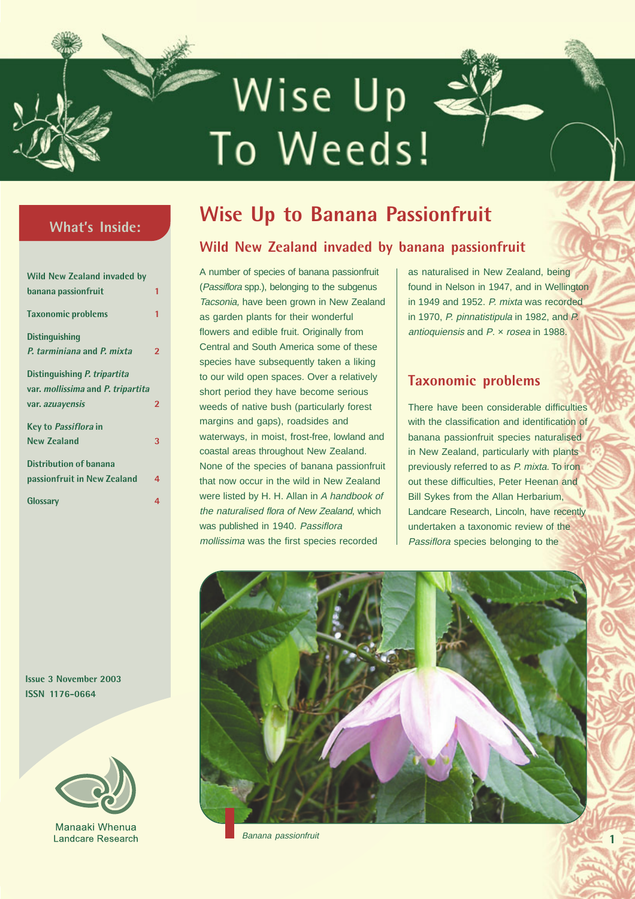# Wise Up To Weeds!

## What's Inside:

- Wild New Zealand invaded by banana passionfruit — 1
- Taxonomic problems — 1
- Distinguishing *P. tarminiana* and *P. mixta* — 2
- Distinguishing *P. tripartita* var. *mollissima* and *P. tripartita* var. *azuayensis* — 2
- Key to *Passiflora* in New Zealand — 3
- Distribution of banana passionfruit in New Zealand — 4
- Glossary — 4

Issue 3 November 2003
ISSN 1176-0664

Manaaki Whenua
Landcare Research

# Wise Up to Banana Passionfruit

## Wild New Zealand invaded by banana passionfruit

A number of species of banana passionfruit (*Passiflora* spp.), belonging to the subgenus *Tacsonia,* have been grown in New Zealand as garden plants for their wonderful flowers and edible fruit. Originally from Central and South America some of these species have subsequently taken a liking to our wild open spaces. Over a relatively short period they have become serious weeds of native bush (particularly forest margins and gaps), roadsides and waterways, in moist, frost-free, lowland and coastal areas throughout New Zealand. None of the species of banana passionfruit that now occur in the wild in New Zealand were listed by H. H. Allan in *A handbook of the naturalised flora of New Zealand*, which was published in 1940. *Passiflora mollissima* was the first species recorded as naturalised in New Zealand, being found in Nelson in 1947, and in Wellington in 1949 and 1952. *P. mixta* was recorded in 1970, *P. pinnatistipula* in 1982, and *P. antioquiensis* and *P.* × *rosea* in 1988.

## Taxonomic problems

There have been considerable difficulties with the classification and identification of banana passionfruit species naturalised in New Zealand, particularly with plants previously referred to as *P. mixta*. To iron out these difficulties, Peter Heenan and Bill Sykes from the Allan Herbarium, Landcare Research, Lincoln, have recently undertaken a taxonomic review of the *Passiflora* species belonging to the

*Banana passionfruit*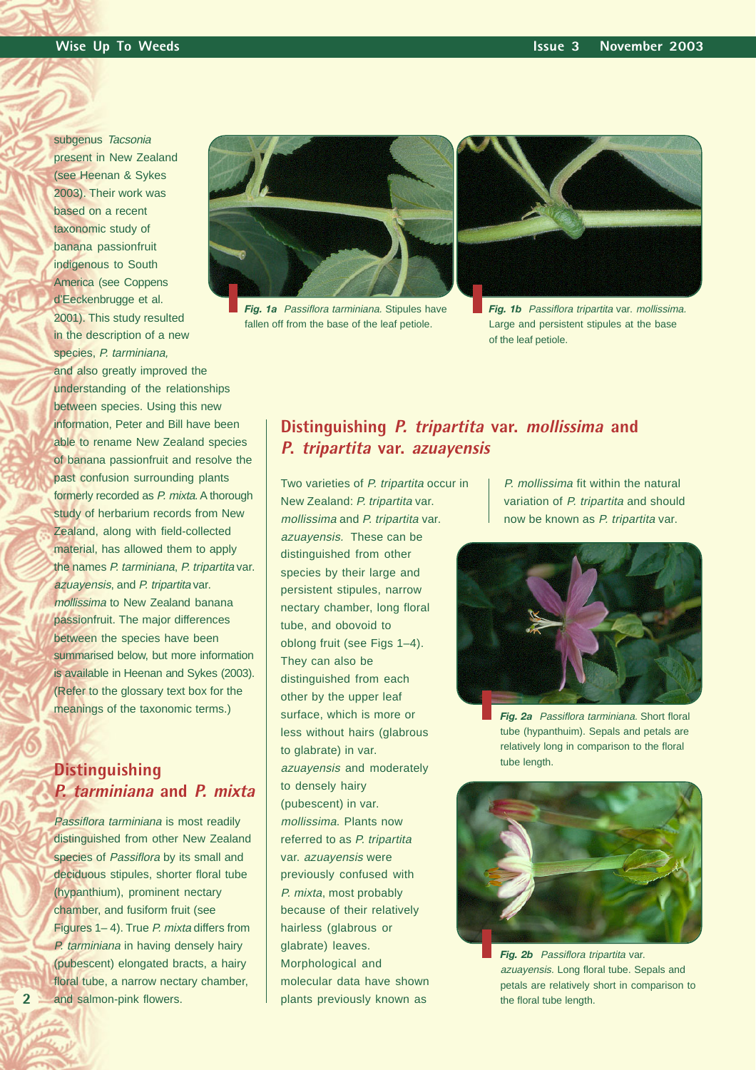subgenus *Tacsonia* present in New Zealand (see Heenan & Sykes 2003). Their work was based on a recent taxonomic study of banana passionfruit indigenous to South America (see Coppens d'Eeckenbrugge et al. 2001). This study resulted in the description of a new species, *P. tarminiana,* and also greatly improved the understanding of the relationships between species. Using this new information, Peter and Bill have been able to rename New Zealand species of banana passionfruit and resolve the past confusion surrounding plants formerly recorded as *P. mixta*. A thorough study of herbarium records from New Zealand, along with field-collected material, has allowed them to apply the names *P. tarminiana*, *P. tripartita* var. *azuayensis*, and *P. tripartita* var. *mollissima* to New Zealand banana passionfruit. The major differences between the species have been summarised below, but more information is available in Heenan and Sykes (2003). (Refer to the glossary text box for the meanings of the taxonomic terms.)

**Fig. 1a** *Passiflora tarminiana.* Stipules have fallen off from the base of the leaf petiole.

**Fig. 1b** *Passiflora tripartita* var. *mollissima.* Large and persistent stipules at the base of the leaf petiole.

## Distinguishing *P. tarminiana* and *P. mixta*

*Passiflora tarminiana* is most readily distinguished from other New Zealand species of *Passiflora* by its small and deciduous stipules, shorter floral tube (hypanthium), prominent nectary chamber, and fusiform fruit (see Figures 1– 4). True *P. mixta* differs from *P. tarminiana* in having densely hairy (pubescent) elongated bracts, a hairy floral tube, a narrow nectary chamber, and salmon-pink flowers.

## Distinguishing *P. tripartita* var. *mollissima* and *P. tripartita* var. *azuayensis*

Two varieties of *P. tripartita* occur in New Zealand: *P. tripartita* var. *mollissima* and *P. tripartita* var. *azuayensis.* These can be distinguished from other species by their large and persistent stipules, narrow nectary chamber, long floral tube, and obovoid to oblong fruit (see Figs 1–4). They can also be distinguished from each other by the upper leaf surface, which is more or less without hairs (glabrous to glabrate) in var. *azuayensis* and moderately to densely hairy (pubescent) in var. *mollissima.* Plants now referred to as *P. tripartita* var. *azuayensis* were previously confused with *P. mixta*, most probably because of their relatively hairless (glabrous or glabrate) leaves. Morphological and molecular data have shown plants previously known as *P. mollissima* fit within the natural variation of *P. tripartita* and should now be known as *P. tripartita* var.

**Fig. 2a** *Passiflora tarminiana.* Short floral tube (hypanthuim). Sepals and petals are relatively long in comparison to the floral tube length.

**Fig. 2b** *Passiflora tripartita* var. *azuayensis.* Long floral tube. Sepals and petals are relatively short in comparison to the floral tube length.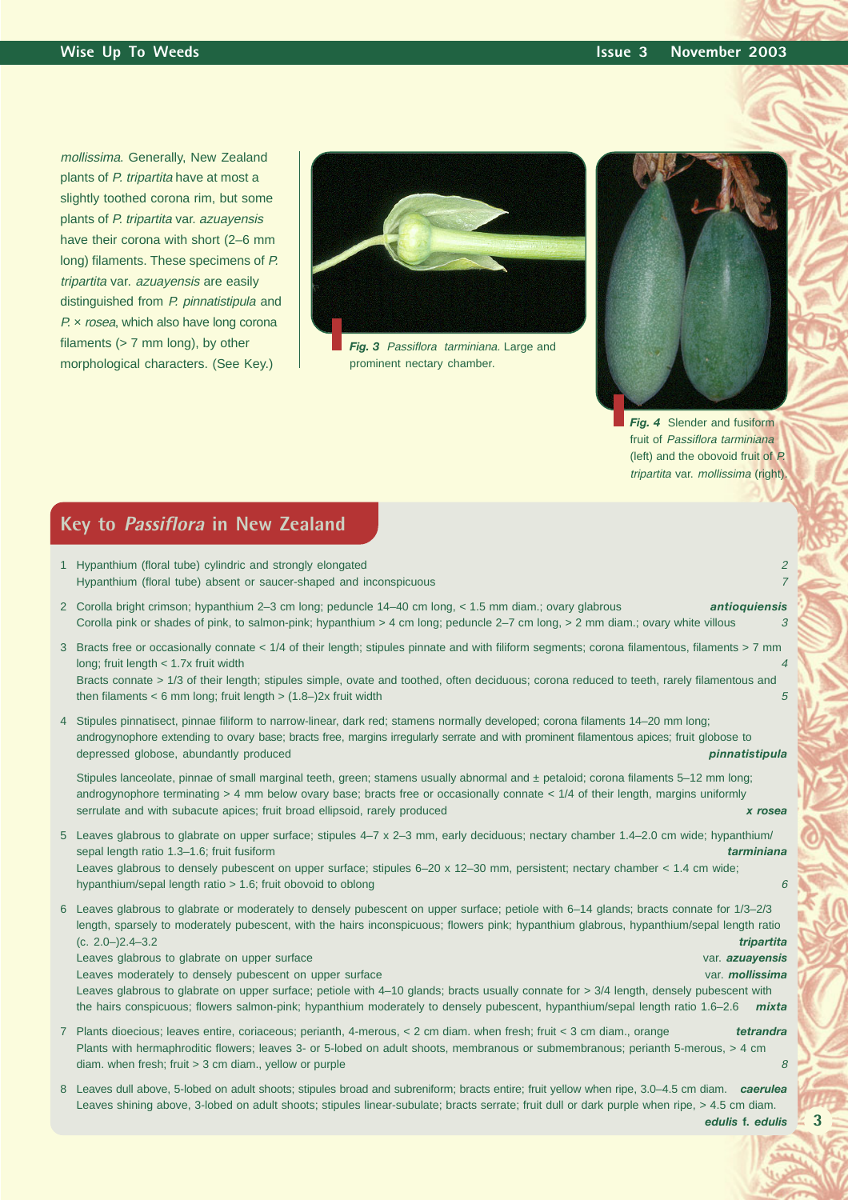*mollissima*. Generally, New Zealand plants of *P. tripartita* have at most a slightly toothed corona rim, but some plants of *P. tripartita* var. *azuayensis* have their corona with short (2–6 mm long) filaments. These specimens of *P. tripartita* var. *azuayensis* are easily distinguished from *P. pinnatistipula* and *P.* × *rosea*, which also have long corona filaments (> 7 mm long), by other morphological characters. (See Key.)

***Fig. 3*** *Passiflora tarminiana*. Large and prominent nectary chamber.

***Fig. 4*** Slender and fusiform fruit of *Passiflora tarminiana* (left) and the obovoid fruit of *P. tripartita* var. *mollissima* (right).

## Key to *Passiflora* in New Zealand

1 Hypanthium (floral tube) cylindric and strongly elongated ... *2*
  Hypanthium (floral tube) absent or saucer-shaped and inconspicuous ... *7*

2 Corolla bright crimson; hypanthium 2–3 cm long; peduncle 14–40 cm long, < 1.5 mm diam.; ovary glabrous ... ***antioquiensis***
  Corolla pink or shades of pink, to salmon-pink; hypanthium > 4 cm long; peduncle 2–7 cm long, > 2 mm diam.; ovary white villous ... *3*

3 Bracts free or occasionally connate < 1/4 of their length; stipules pinnate and with filiform segments; corona filamentous, filaments > 7 mm long; fruit length < 1.7x fruit width ... *4*
  Bracts connate > 1/3 of their length; stipules simple, ovate and toothed, often deciduous; corona reduced to teeth, rarely filamentous and then filaments < 6 mm long; fruit length > (1.8–)2x fruit width ... *5*

4 Stipules pinnatisect, pinnae filiform to narrow-linear, dark red; stamens normally developed; corona filaments 14–20 mm long; androgynophore extending to ovary base; bracts free, margins irregularly serrate and with prominent filamentous apices; fruit globose to depressed globose, abundantly produced ... ***pinnatistipula***

  Stipules lanceolate, pinnae of small marginal teeth, green; stamens usually abnormal and ± petaloid; corona filaments 5–12 mm long; androgynophore terminating > 4 mm below ovary base; bracts free or occasionally connate < 1/4 of their length, margins uniformly serrulate and with subacute apices; fruit broad ellipsoid, rarely produced ... ***x rosea***

5 Leaves glabrous to glabrate on upper surface; stipules 4–7 x 2–3 mm, early deciduous; nectary chamber 1.4–2.0 cm wide; hypanthium/sepal length ratio 1.3–1.6; fruit fusiform ... ***tarminiana***
  Leaves glabrous to densely pubescent on upper surface; stipules 6–20 x 12–30 mm, persistent; nectary chamber < 1.4 cm wide; hypanthium/sepal length ratio > 1.6; fruit obovoid to oblong ... *6*

6 Leaves glabrous to glabrate or moderately to densely pubescent on upper surface; petiole with 6–14 glands; bracts connate for 1/3–2/3 length, sparsely to moderately pubescent, with the hairs inconspicuous; flowers pink; hypanthium glabrous, hypanthium/sepal length ratio (c. 2.0–)2.4–3.2 ... ***tripartita***
  Leaves glabrous to glabrate on upper surface ... var. ***azuayensis***
  Leaves moderately to densely pubescent on upper surface ... var. ***mollissima***
  Leaves glabrous to glabrate on upper surface; petiole with 4–10 glands; bracts usually connate for > 3/4 length, densely pubescent with the hairs conspicuous; flowers salmon-pink; hypanthium moderately to densely pubescent, hypanthium/sepal length ratio 1.6–2.6 ... ***mixta***

7 Plants dioecious; leaves entire, coriaceous; perianth, 4-merous, < 2 cm diam. when fresh; fruit < 3 cm diam., orange ... ***tetrandra***
  Plants with hermaphroditic flowers; leaves 3- or 5-lobed on adult shoots, membranous or submembranous; perianth 5-merous, > 4 cm diam. when fresh; fruit > 3 cm diam., yellow or purple ... *8*

8 Leaves dull above, 5-lobed on adult shoots; stipules broad and subreniform; bracts entire; fruit yellow when ripe, 3.0–4.5 cm diam. ... ***caerulea***
  Leaves shining above, 3-lobed on adult shoots; stipules linear-subulate; bracts serrate; fruit dull or dark purple when ripe, > 4.5 cm diam. ... ***edulis* f. *edulis***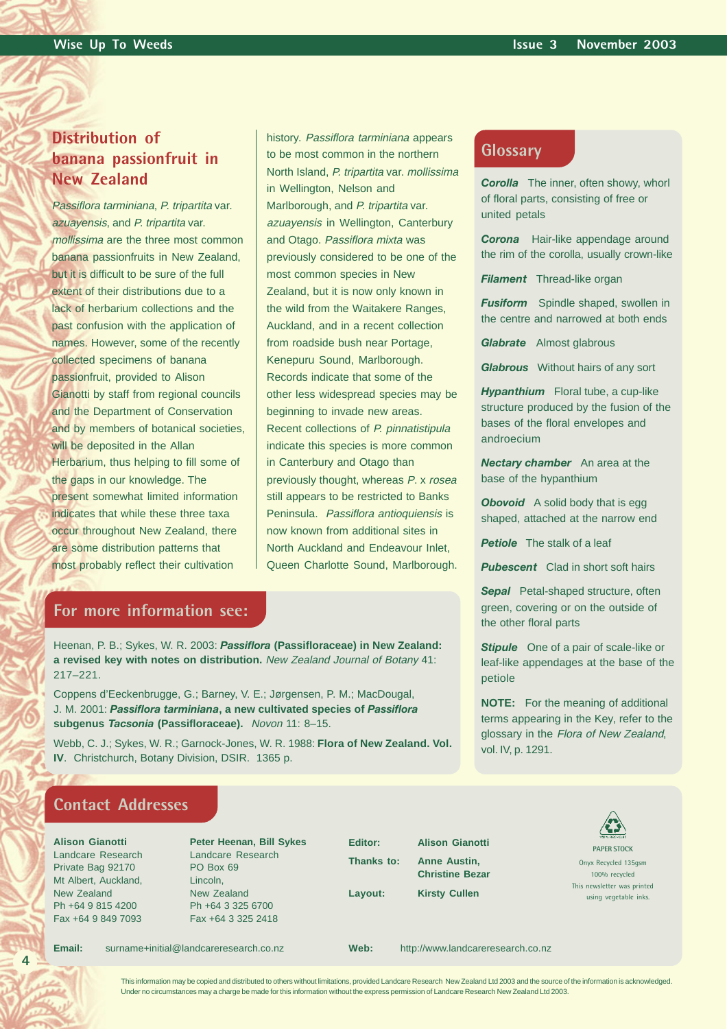## Distribution of banana passionfruit in New Zealand

*Passiflora tarminiana*, *P. tripartita* var. *azuayensis*, and *P. tripartita* var. *mollissima* are the three most common banana passionfruits in New Zealand, but it is difficult to be sure of the full extent of their distributions due to a lack of herbarium collections and the past confusion with the application of names. However, some of the recently collected specimens of banana passionfruit, provided to Alison Gianotti by staff from regional councils and the Department of Conservation and by members of botanical societies, will be deposited in the Allan Herbarium, thus helping to fill some of the gaps in our knowledge. The present somewhat limited information indicates that while these three taxa occur throughout New Zealand, there are some distribution patterns that most probably reflect their cultivation history. *Passiflora tarminiana* appears to be most common in the northern North Island, *P. tripartita* var. *mollissima* in Wellington, Nelson and Marlborough, and *P. tripartita* var. *azuayensis* in Wellington, Canterbury and Otago. *Passiflora mixta* was previously considered to be one of the most common species in New Zealand, but it is now only known in the wild from the Waitakere Ranges, Auckland, and in a recent collection from roadside bush near Portage, Kenepuru Sound, Marlborough. Records indicate that some of the other less widespread species may be beginning to invade new areas. Recent collections of *P. pinnatistipula* indicate this species is more common in Canterbury and Otago than previously thought, whereas *P.* x *rosea* still appears to be restricted to Banks Peninsula. *Passiflora antioquiensis* is now known from additional sites in North Auckland and Endeavour Inlet, Queen Charlotte Sound, Marlborough.

## For more information see:

Heenan, P. B.; Sykes, W. R. 2003: ***Passiflora* (Passifloraceae) in New Zealand: a revised key with notes on distribution.** *New Zealand Journal of Botany* 41: 217–221.

Coppens d'Eeckenbrugge, G.; Barney, V. E.; Jørgensen, P. M.; MacDougal, J. M. 2001: ***Passiflora tarminiana*, a new cultivated species of *Passiflora* subgenus *Tacsonia* (Passifloraceae).** *Novon* 11: 8–15.

Webb, C. J.; Sykes, W. R.; Garnock-Jones, W. R. 1988: **Flora of New Zealand. Vol. IV**. Christchurch, Botany Division, DSIR. 1365 p.

## Glossary

***Corolla*** The inner, often showy, whorl of floral parts, consisting of free or united petals

***Corona*** Hair-like appendage around the rim of the corolla, usually crown-like

***Filament*** Thread-like organ

***Fusiform*** Spindle shaped, swollen in the centre and narrowed at both ends

***Glabrate*** Almost glabrous

***Glabrous*** Without hairs of any sort

***Hypanthium*** Floral tube, a cup-like structure produced by the fusion of the bases of the floral envelopes and androecium

***Nectary chamber*** An area at the base of the hypanthium

***Obovoid*** A solid body that is egg shaped, attached at the narrow end

***Petiole*** The stalk of a leaf

***Pubescent*** Clad in short soft hairs

***Sepal*** Petal-shaped structure, often green, covering or on the outside of the other floral parts

***Stipule*** One of a pair of scale-like or leaf-like appendages at the base of the petiole

**NOTE:** For the meaning of additional terms appearing in the Key, refer to the glossary in the *Flora of New Zealand*, vol. IV, p. 1291.

## Contact Addresses

**Alison Gianotti**
Landcare Research
Private Bag 92170
Mt Albert, Auckland,
New Zealand
Ph +64 9 815 4200
Fax +64 9 849 7093

**Peter Heenan, Bill Sykes**
Landcare Research
PO Box 69
Lincoln,
New Zealand
Ph +64 3 325 6700
Fax +64 3 325 2418

**Editor:** **Alison Gianotti**
**Thanks to:** **Anne Austin, Christine Bezar**
**Layout:** **Kirsty Cullen**

PAPER STOCK
Onyx Recycled 135gsm
100% recycled
This newsletter was printed using vegetable inks.

**Email:** surname+initial@landcareresearch.co.nz

**Web:** http://www.landcareresearch.co.nz

This information may be copied and distributed to others without limitations, provided Landcare Research New Zealand Ltd 2003 and the source of the information is acknowledged. Under no circumstances may a charge be made for this information without the express permission of Landcare Research New Zealand Ltd 2003.